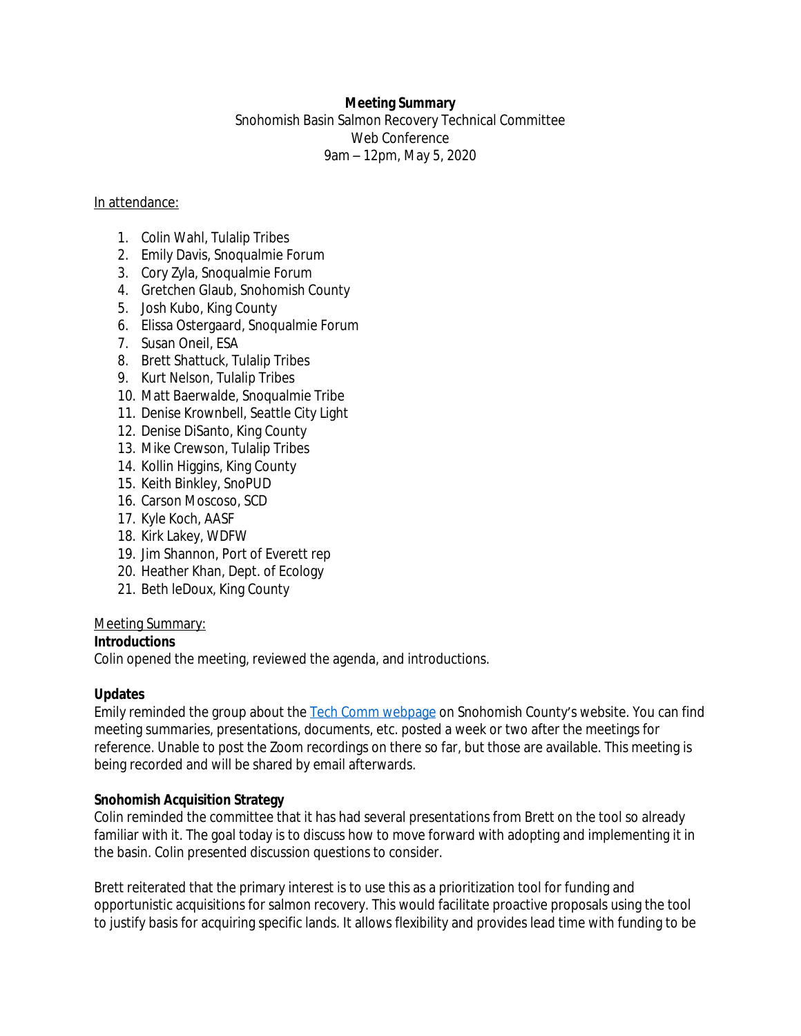**Meeting Summary**

Snohomish Basin Salmon Recovery Technical Committee

Web Conference

9am – 12pm, May 5, 2020

In attendance:

1. Colin Wahl, Tulalip Tribes
2. Emily Davis, Snoqualmie Forum
3. Cory Zyla, Snoqualmie Forum
4. Gretchen Glaub, Snohomish County
5. Josh Kubo, King County
6. Elissa Ostergaard, Snoqualmie Forum
7. Susan Oneil, ESA
8. Brett Shattuck, Tulalip Tribes
9. Kurt Nelson, Tulalip Tribes
10. Matt Baerwalde, Snoqualmie Tribe
11. Denise Krownbell, Seattle City Light
12. Denise DiSanto, King County
13. Mike Crewson, Tulalip Tribes
14. Kollin Higgins, King County
15. Keith Binkley, SnoPUD
16. Carson Moscoso, SCD
17. Kyle Koch, AASF
18. Kirk Lakey, WDFW
19. Jim Shannon, Port of Everett rep
20. Heather Khan, Dept. of Ecology
21. Beth leDoux, King County

Meeting Summary:

**Introductions**

Colin opened the meeting, reviewed the agenda, and introductions.

**Updates**

Emily reminded the group about the Tech Comm webpage on Snohomish County's website. You can find meeting summaries, presentations, documents, etc. posted a week or two after the meetings for reference. Unable to post the Zoom recordings on there so far, but those are available. This meeting is being recorded and will be shared by email afterwards.

**Snohomish Acquisition Strategy**

Colin reminded the committee that it has had several presentations from Brett on the tool so already familiar with it. The goal today is to discuss how to move forward with adopting and implementing it in the basin. Colin presented discussion questions to consider.

Brett reiterated that the primary interest is to use this as a prioritization tool for funding and opportunistic acquisitions for salmon recovery. This would facilitate proactive proposals using the tool to justify basis for acquiring specific lands. It allows flexibility and provides lead time with funding to be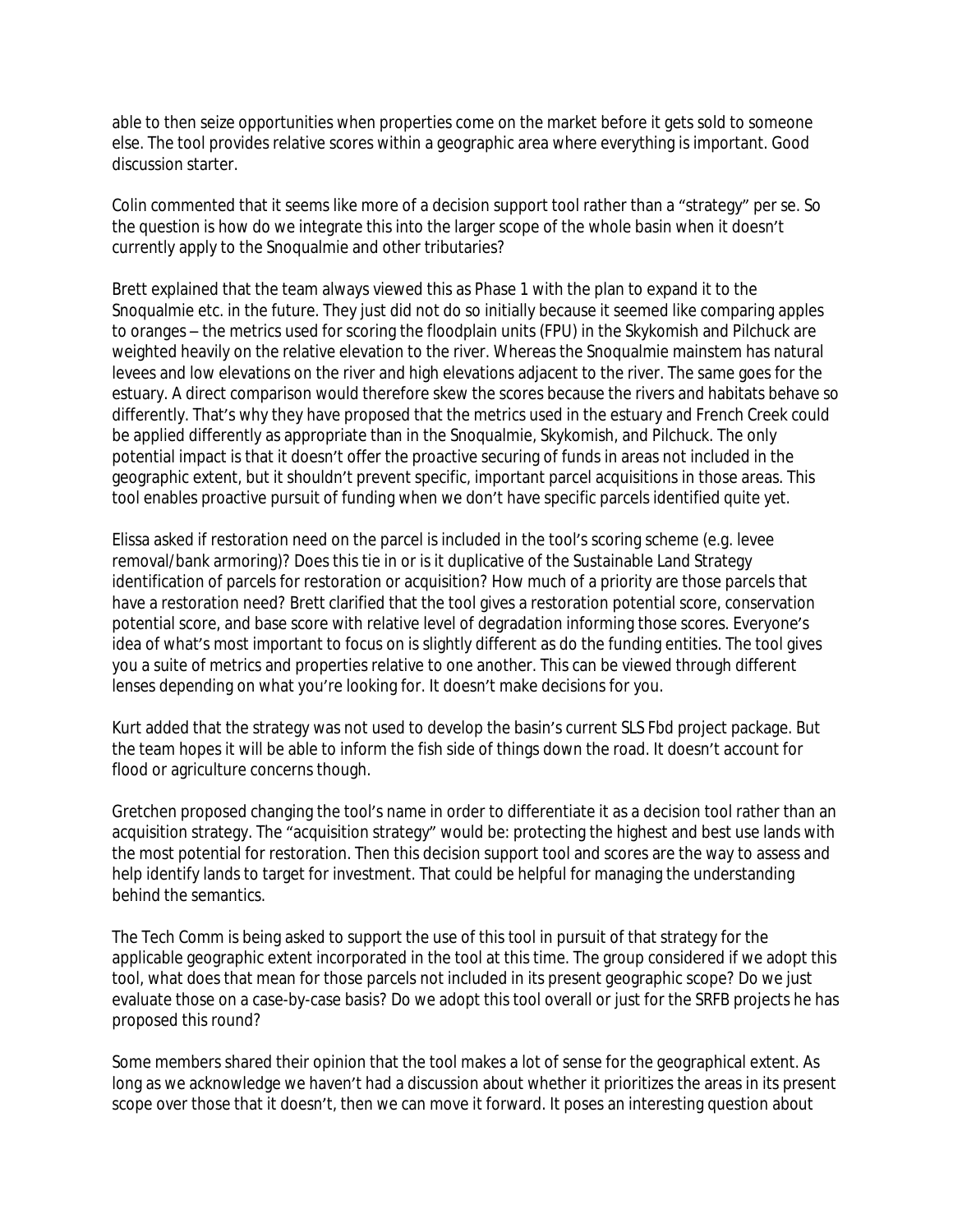able to then seize opportunities when properties come on the market before it gets sold to someone else. The tool provides relative scores within a geographic area where everything is important. Good discussion starter.

Colin commented that it seems like more of a decision support tool rather than a "strategy" per se. So the question is how do we integrate this into the larger scope of the whole basin when it doesn't currently apply to the Snoqualmie and other tributaries?

Brett explained that the team always viewed this as Phase 1 with the plan to expand it to the Snoqualmie etc. in the future. They just did not do so initially because it seemed like comparing apples to oranges – the metrics used for scoring the floodplain units (FPU) in the Skykomish and Pilchuck are weighted heavily on the relative elevation to the river. Whereas the Snoqualmie mainstem has natural levees and low elevations on the river and high elevations adjacent to the river. The same goes for the estuary. A direct comparison would therefore skew the scores because the rivers and habitats behave so differently. That's why they have proposed that the metrics used in the estuary and French Creek could be applied differently as appropriate than in the Snoqualmie, Skykomish, and Pilchuck. The only potential impact is that it doesn't offer the proactive securing of funds in areas not included in the geographic extent, but it shouldn't prevent specific, important parcel acquisitions in those areas. This tool enables proactive pursuit of funding when we don't have specific parcels identified quite yet.

Elissa asked if restoration need on the parcel is included in the tool's scoring scheme (e.g. levee removal/bank armoring)? Does this tie in or is it duplicative of the Sustainable Land Strategy identification of parcels for restoration or acquisition? How much of a priority are those parcels that have a restoration need? Brett clarified that the tool gives a restoration potential score, conservation potential score, and base score with relative level of degradation informing those scores. Everyone's idea of what's most important to focus on is slightly different as do the funding entities. The tool gives you a suite of metrics and properties relative to one another. This can be viewed through different lenses depending on what you're looking for. It doesn't make decisions for you.

Kurt added that the strategy was not used to develop the basin's current SLS Fbd project package. But the team hopes it will be able to inform the fish side of things down the road. It doesn't account for flood or agriculture concerns though.

Gretchen proposed changing the tool's name in order to differentiate it as a decision tool rather than an acquisition strategy. The "acquisition strategy" would be: protecting the highest and best use lands with the most potential for restoration. Then this decision support tool and scores are the way to assess and help identify lands to target for investment. That could be helpful for managing the understanding behind the semantics.

The Tech Comm is being asked to support the use of this tool in pursuit of that strategy for the applicable geographic extent incorporated in the tool at this time. The group considered if we adopt this tool, what does that mean for those parcels not included in its present geographic scope? Do we just evaluate those on a case-by-case basis? Do we adopt this tool overall or just for the SRFB projects he has proposed this round?

Some members shared their opinion that the tool makes a lot of sense for the geographical extent. As long as we acknowledge we haven't had a discussion about whether it prioritizes the areas in its present scope over those that it doesn't, then we can move it forward. It poses an interesting question about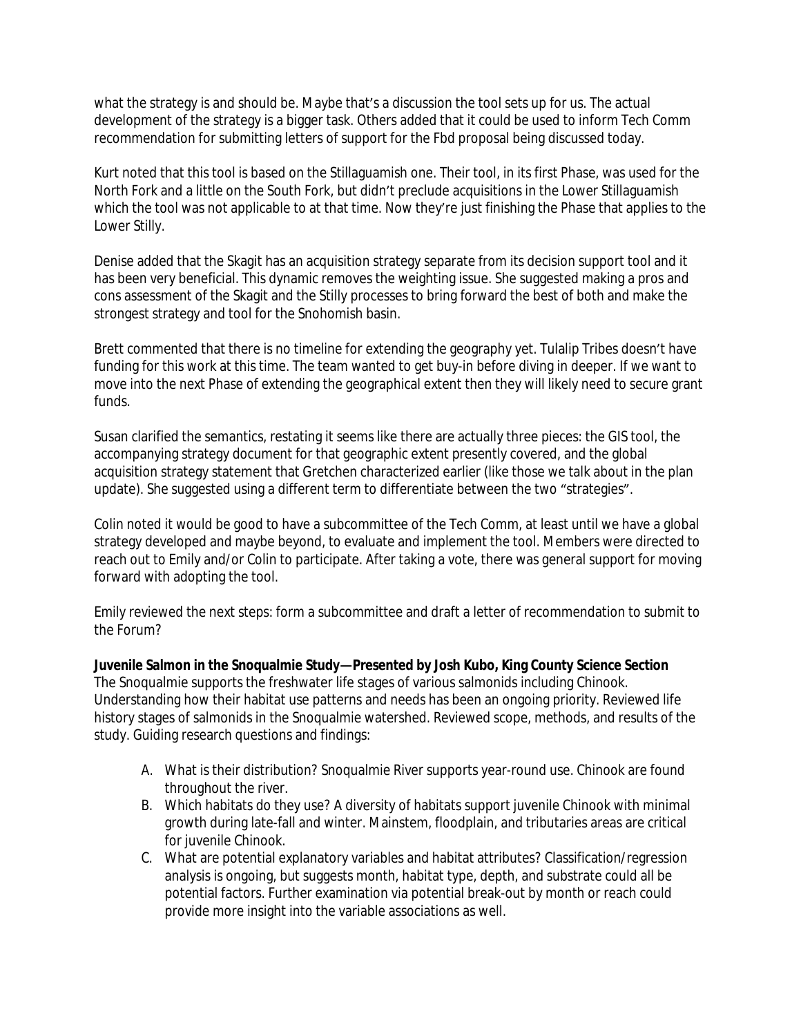what the strategy is and should be. Maybe that's a discussion the tool sets up for us. The actual development of the strategy is a bigger task. Others added that it could be used to inform Tech Comm recommendation for submitting letters of support for the Fbd proposal being discussed today.

Kurt noted that this tool is based on the Stillaguamish one. Their tool, in its first Phase, was used for the North Fork and a little on the South Fork, but didn't preclude acquisitions in the Lower Stillaguamish which the tool was not applicable to at that time. Now they're just finishing the Phase that applies to the Lower Stilly.

Denise added that the Skagit has an acquisition strategy separate from its decision support tool and it has been very beneficial. This dynamic removes the weighting issue. She suggested making a pros and cons assessment of the Skagit and the Stilly processes to bring forward the best of both and make the strongest strategy and tool for the Snohomish basin.

Brett commented that there is no timeline for extending the geography yet. Tulalip Tribes doesn't have funding for this work at this time. The team wanted to get buy-in before diving in deeper. If we want to move into the next Phase of extending the geographical extent then they will likely need to secure grant funds.

Susan clarified the semantics, restating it seems like there are actually three pieces: the GIS tool, the accompanying strategy document for that geographic extent presently covered, and the global acquisition strategy statement that Gretchen characterized earlier (like those we talk about in the plan update). She suggested using a different term to differentiate between the two "strategies".

Colin noted it would be good to have a subcommittee of the Tech Comm, at least until we have a global strategy developed and maybe beyond, to evaluate and implement the tool. Members were directed to reach out to Emily and/or Colin to participate. After taking a vote, there was general support for moving forward with adopting the tool.

Emily reviewed the next steps: form a subcommittee and draft a letter of recommendation to submit to the Forum?

**Juvenile Salmon in the Snoqualmie Study—Presented by Josh Kubo, King County Science Section**
The Snoqualmie supports the freshwater life stages of various salmonids including Chinook. Understanding how their habitat use patterns and needs has been an ongoing priority. Reviewed life history stages of salmonids in the Snoqualmie watershed. Reviewed scope, methods, and results of the study. Guiding research questions and findings:

A. What is their distribution? Snoqualmie River supports year-round use. Chinook are found throughout the river.
B. Which habitats do they use? A diversity of habitats support juvenile Chinook with minimal growth during late-fall and winter. Mainstem, floodplain, and tributaries areas are critical for juvenile Chinook.
C. What are potential explanatory variables and habitat attributes? Classification/regression analysis is ongoing, but suggests month, habitat type, depth, and substrate could all be potential factors. Further examination via potential break-out by month or reach could provide more insight into the variable associations as well.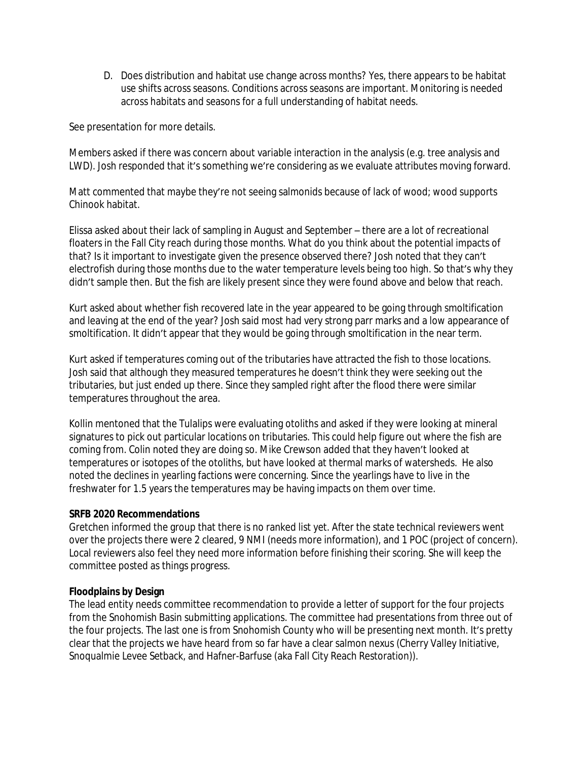D. Does distribution and habitat use change across months? Yes, there appears to be habitat use shifts across seasons. Conditions across seasons are important. Monitoring is needed across habitats and seasons for a full understanding of habitat needs.

See presentation for more details.

Members asked if there was concern about variable interaction in the analysis (e.g. tree analysis and LWD). Josh responded that it's something we're considering as we evaluate attributes moving forward.

Matt commented that maybe they're not seeing salmonids because of lack of wood; wood supports Chinook habitat.

Elissa asked about their lack of sampling in August and September – there are a lot of recreational floaters in the Fall City reach during those months. What do you think about the potential impacts of that? Is it important to investigate given the presence observed there? Josh noted that they can't electrofish during those months due to the water temperature levels being too high. So that's why they didn't sample then. But the fish are likely present since they were found above and below that reach.

Kurt asked about whether fish recovered late in the year appeared to be going through smoltification and leaving at the end of the year? Josh said most had very strong parr marks and a low appearance of smoltification. It didn't appear that they would be going through smoltification in the near term.

Kurt asked if temperatures coming out of the tributaries have attracted the fish to those locations. Josh said that although they measured temperatures he doesn't think they were seeking out the tributaries, but just ended up there. Since they sampled right after the flood there were similar temperatures throughout the area.

Kollin mentoned that the Tulalips were evaluating otoliths and asked if they were looking at mineral signatures to pick out particular locations on tributaries. This could help figure out where the fish are coming from. Colin noted they are doing so. Mike Crewson added that they haven't looked at temperatures or isotopes of the otoliths, but have looked at thermal marks of watersheds. He also noted the declines in yearling factions were concerning. Since the yearlings have to live in the freshwater for 1.5 years the temperatures may be having impacts on them over time.

**SRFB 2020 Recommendations**

Gretchen informed the group that there is no ranked list yet. After the state technical reviewers went over the projects there were 2 cleared, 9 NMI (needs more information), and 1 POC (project of concern). Local reviewers also feel they need more information before finishing their scoring. She will keep the committee posted as things progress.

**Floodplains by Design**

The lead entity needs committee recommendation to provide a letter of support for the four projects from the Snohomish Basin submitting applications. The committee had presentations from three out of the four projects. The last one is from Snohomish County who will be presenting next month. It's pretty clear that the projects we have heard from so far have a clear salmon nexus (Cherry Valley Initiative, Snoqualmie Levee Setback, and Hafner-Barfuse (aka Fall City Reach Restoration)).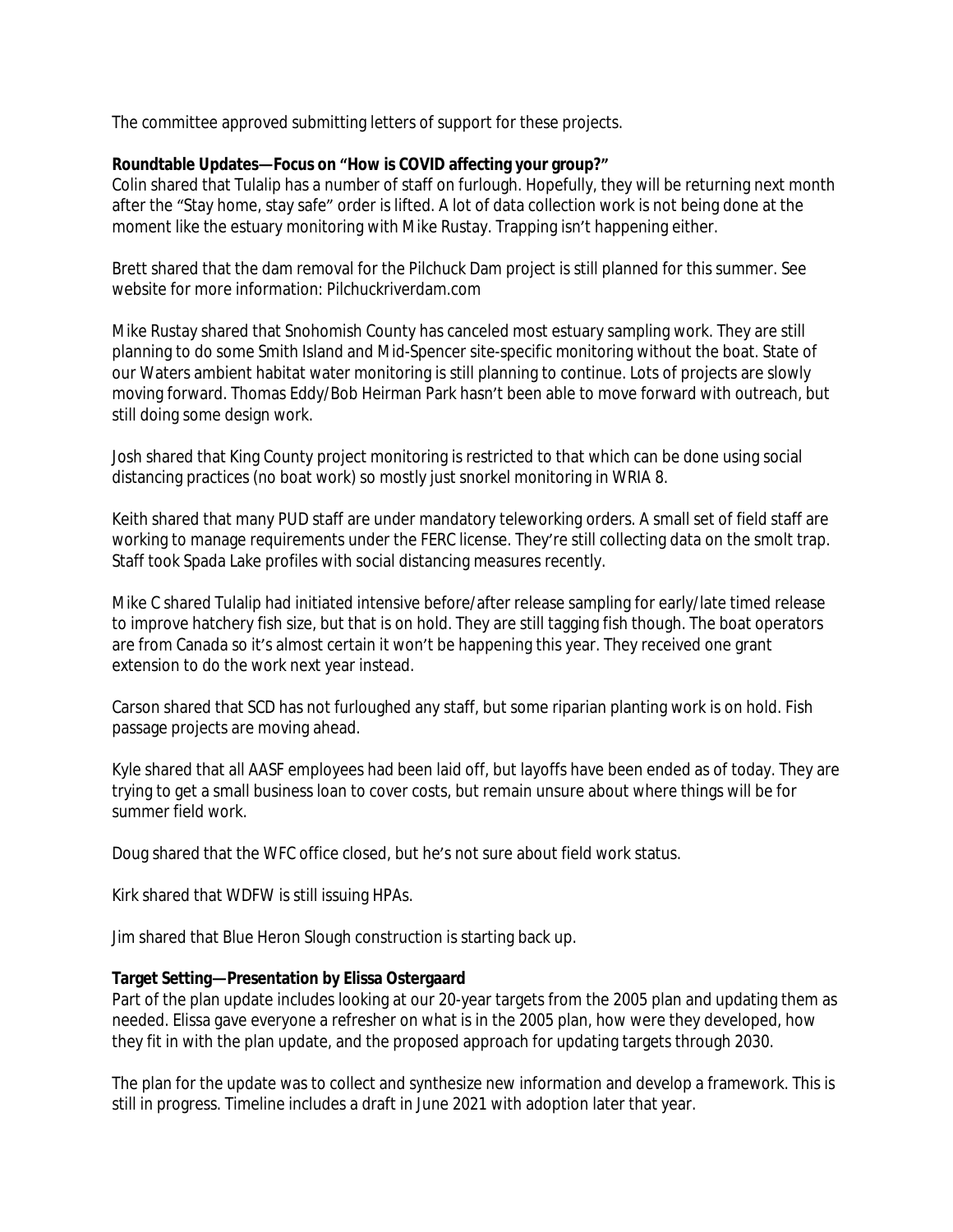The committee approved submitting letters of support for these projects.

**Roundtable Updates—Focus on "How is COVID affecting your group?"**
Colin shared that Tulalip has a number of staff on furlough. Hopefully, they will be returning next month after the "Stay home, stay safe" order is lifted. A lot of data collection work is not being done at the moment like the estuary monitoring with Mike Rustay. Trapping isn't happening either.

Brett shared that the dam removal for the Pilchuck Dam project is still planned for this summer. See website for more information: Pilchuckriverdam.com

Mike Rustay shared that Snohomish County has canceled most estuary sampling work. They are still planning to do some Smith Island and Mid-Spencer site-specific monitoring without the boat. State of our Waters ambient habitat water monitoring is still planning to continue. Lots of projects are slowly moving forward. Thomas Eddy/Bob Heirman Park hasn't been able to move forward with outreach, but still doing some design work.

Josh shared that King County project monitoring is restricted to that which can be done using social distancing practices (no boat work) so mostly just snorkel monitoring in WRIA 8.

Keith shared that many PUD staff are under mandatory teleworking orders. A small set of field staff are working to manage requirements under the FERC license. They're still collecting data on the smolt trap. Staff took Spada Lake profiles with social distancing measures recently.

Mike C shared Tulalip had initiated intensive before/after release sampling for early/late timed release to improve hatchery fish size, but that is on hold. They are still tagging fish though. The boat operators are from Canada so it's almost certain it won't be happening this year. They received one grant extension to do the work next year instead.

Carson shared that SCD has not furloughed any staff, but some riparian planting work is on hold. Fish passage projects are moving ahead.

Kyle shared that all AASF employees had been laid off, but layoffs have been ended as of today. They are trying to get a small business loan to cover costs, but remain unsure about where things will be for summer field work.

Doug shared that the WFC office closed, but he's not sure about field work status.

Kirk shared that WDFW is still issuing HPAs.

Jim shared that Blue Heron Slough construction is starting back up.

**Target Setting—Presentation by Elissa Ostergaard**
Part of the plan update includes looking at our 20-year targets from the 2005 plan and updating them as needed. Elissa gave everyone a refresher on what is in the 2005 plan, how were they developed, how they fit in with the plan update, and the proposed approach for updating targets through 2030.

The plan for the update was to collect and synthesize new information and develop a framework. This is still in progress. Timeline includes a draft in June 2021 with adoption later that year.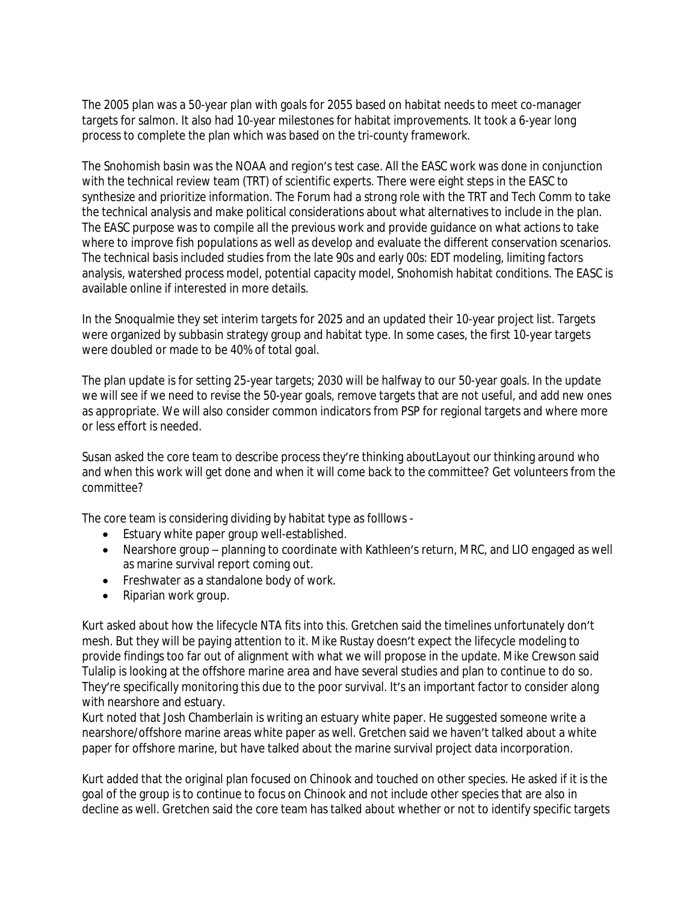The 2005 plan was a 50-year plan with goals for 2055 based on habitat needs to meet co-manager targets for salmon. It also had 10-year milestones for habitat improvements. It took a 6-year long process to complete the plan which was based on the tri-county framework.

The Snohomish basin was the NOAA and region's test case. All the EASC work was done in conjunction with the technical review team (TRT) of scientific experts. There were eight steps in the EASC to synthesize and prioritize information. The Forum had a strong role with the TRT and Tech Comm to take the technical analysis and make political considerations about what alternatives to include in the plan. The EASC purpose was to compile all the previous work and provide guidance on what actions to take where to improve fish populations as well as develop and evaluate the different conservation scenarios. The technical basis included studies from the late 90s and early 00s: EDT modeling, limiting factors analysis, watershed process model, potential capacity model, Snohomish habitat conditions. The EASC is available online if interested in more details.

In the Snoqualmie they set interim targets for 2025 and an updated their 10-year project list. Targets were organized by subbasin strategy group and habitat type. In some cases, the first 10-year targets were doubled or made to be 40% of total goal.

The plan update is for setting 25-year targets; 2030 will be halfway to our 50-year goals. In the update we will see if we need to revise the 50-year goals, remove targets that are not useful, and add new ones as appropriate. We will also consider common indicators from PSP for regional targets and where more or less effort is needed.

Susan asked the core team to describe process they're thinking aboutLayout our thinking around who and when this work will get done and when it will come back to the committee? Get volunteers from the committee?

The core team is considering dividing by habitat type as folllows -

- Estuary white paper group well-established.
- Nearshore group – planning to coordinate with Kathleen's return, MRC, and LIO engaged as well as marine survival report coming out.
- Freshwater as a standalone body of work.
- Riparian work group.

Kurt asked about how the lifecycle NTA fits into this. Gretchen said the timelines unfortunately don't mesh. But they will be paying attention to it. Mike Rustay doesn't expect the lifecycle modeling to provide findings too far out of alignment with what we will propose in the update. Mike Crewson said Tulalip is looking at the offshore marine area and have several studies and plan to continue to do so. They're specifically monitoring this due to the poor survival. It's an important factor to consider along with nearshore and estuary.
Kurt noted that Josh Chamberlain is writing an estuary white paper. He suggested someone write a nearshore/offshore marine areas white paper as well. Gretchen said we haven't talked about a white paper for offshore marine, but have talked about the marine survival project data incorporation.

Kurt added that the original plan focused on Chinook and touched on other species. He asked if it is the goal of the group is to continue to focus on Chinook and not include other species that are also in decline as well. Gretchen said the core team has talked about whether or not to identify specific targets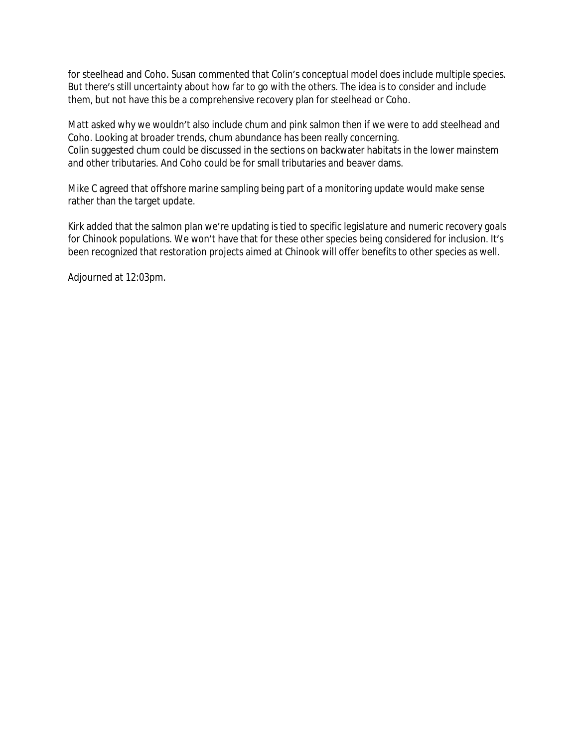for steelhead and Coho. Susan commented that Colin's conceptual model does include multiple species. But there's still uncertainty about how far to go with the others. The idea is to consider and include them, but not have this be a comprehensive recovery plan for steelhead or Coho.

Matt asked why we wouldn't also include chum and pink salmon then if we were to add steelhead and Coho. Looking at broader trends, chum abundance has been really concerning.
Colin suggested chum could be discussed in the sections on backwater habitats in the lower mainstem and other tributaries. And Coho could be for small tributaries and beaver dams.

Mike C agreed that offshore marine sampling being part of a monitoring update would make sense rather than the target update.

Kirk added that the salmon plan we're updating is tied to specific legislature and numeric recovery goals for Chinook populations. We won't have that for these other species being considered for inclusion. It's been recognized that restoration projects aimed at Chinook will offer benefits to other species as well.

Adjourned at 12:03pm.